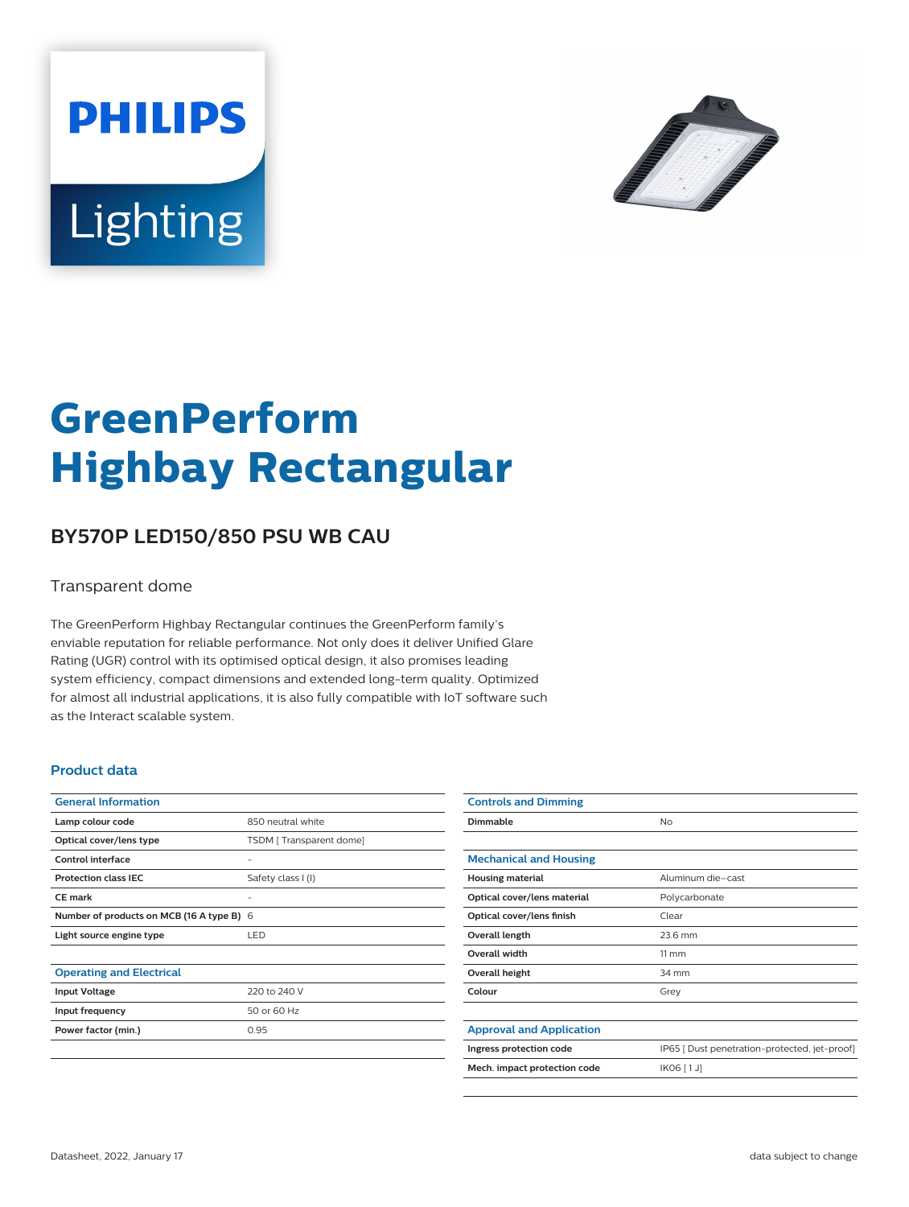# GreenPerform Highbay Rectangular

## BY570P LED150/850 PSU WB CAU

Transparent dome

The GreenPerform Highbay Rectangular continues the GreenPerform family's enviable reputation for reliable performance. Not only does it deliver Unified Glare Rating (UGR) control with its optimised optical design, it also promises leading system efficiency, compact dimensions and extended long-term quality. Optimized for almost all industrial applications, it is also fully compatible with IoT software such as the Interact scalable system.

### Product data

| General Information | |
|---|---|
| **Lamp colour code** | 850 neutral white |
| **Optical cover/lens type** | TSDM [ Transparent dome] |
| **Control interface** | - |
| **Protection class IEC** | Safety class I (I) |
| **CE mark** | - |
| **Number of products on MCB (16 A type B)** | 6 |
| **Light source engine type** | LED |

| Operating and Electrical | |
|---|---|
| **Input Voltage** | 220 to 240 V |
| **Input frequency** | 50 or 60 Hz |
| **Power factor (min.)** | 0.95 |

| Controls and Dimming | |
|---|---|
| **Dimmable** | No |

| Mechanical and Housing | |
|---|---|
| **Housing material** | Aluminum die-cast |
| **Optical cover/lens material** | Polycarbonate |
| **Optical cover/lens finish** | Clear |
| **Overall length** | 23.6 mm |
| **Overall width** | 11 mm |
| **Overall height** | 34 mm |
| **Colour** | Grey |

| Approval and Application | |
|---|---|
| **Ingress protection code** | IP65 [ Dust penetration-protected, jet-proof] |
| **Mech. impact protection code** | IK06 [ 1 J] |

Datasheet, 2022, January 17 data subject to change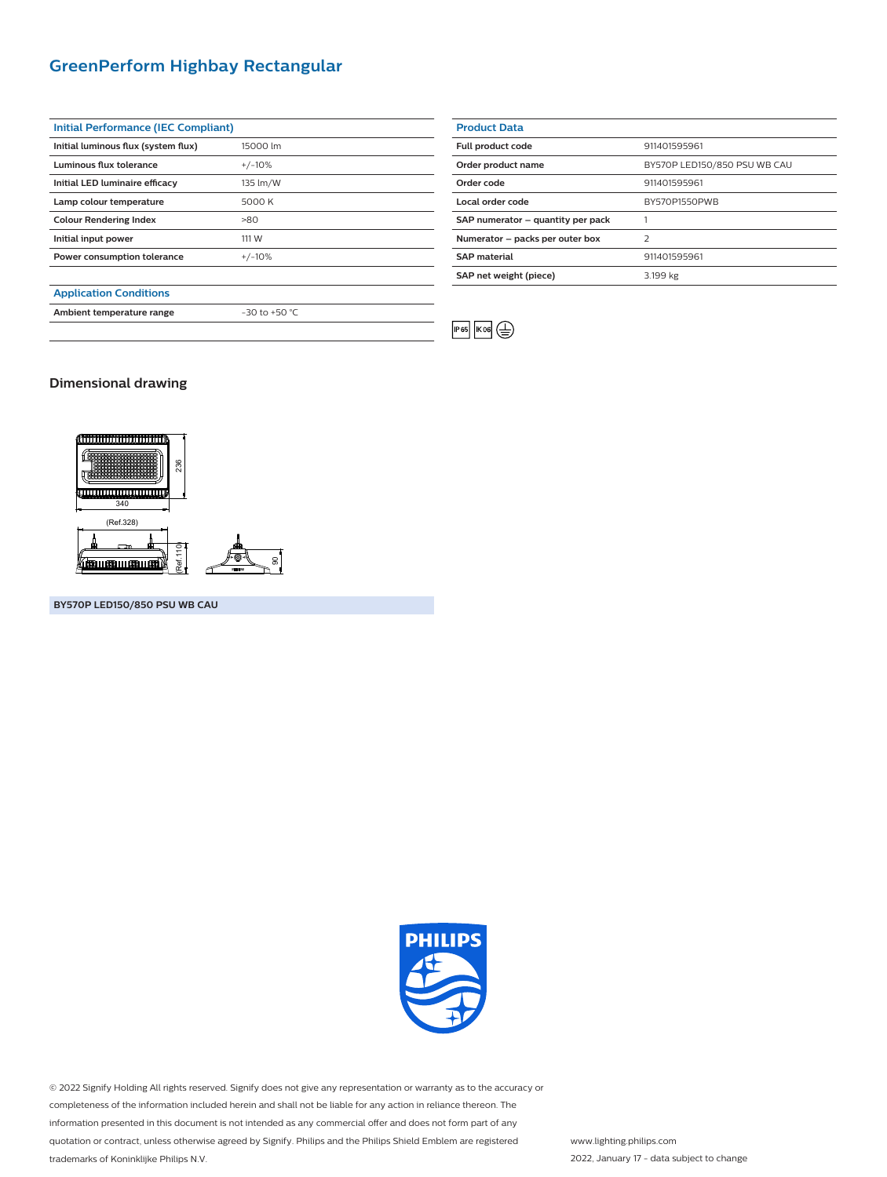## GreenPerform Highbay Rectangular

| Initial Performance (IEC Compliant) | |
| --- | --- |
| Initial luminous flux (system flux) | 15000 lm |
| Luminous flux tolerance | +/-10% |
| Initial LED luminaire efficacy | 135 lm/W |
| Lamp colour temperature | 5000 K |
| Colour Rendering Index | >80 |
| Initial input power | 111 W |
| Power consumption tolerance | +/-10% |

| Application Conditions | |
| --- | --- |
| Ambient temperature range | -30 to +50 °C |

| Product Data | |
| --- | --- |
| Full product code | 911401595961 |
| Order product name | BY570P LED150/850 PSU WB CAU |
| Order code | 911401595961 |
| Local order code | BY570P1550PWB |
| SAP numerator – quantity per pack | 1 |
| Numerator – packs per outer box | 2 |
| SAP material | 911401595961 |
| SAP net weight (piece) | 3.199 kg |

IP 65 IK 06

### Dimensional drawing

236

340

(Ref.328)

(Ref.110)

90

BY570P LED150/850 PSU WB CAU

© 2022 Signify Holding All rights reserved. Signify does not give any representation or warranty as to the accuracy or completeness of the information included herein and shall not be liable for any action in reliance thereon. The information presented in this document is not intended as any commercial offer and does not form part of any quotation or contract, unless otherwise agreed by Signify. Philips and the Philips Shield Emblem are registered trademarks of Koninklijke Philips N.V.

www.lighting.philips.com

2022, January 17 - data subject to change